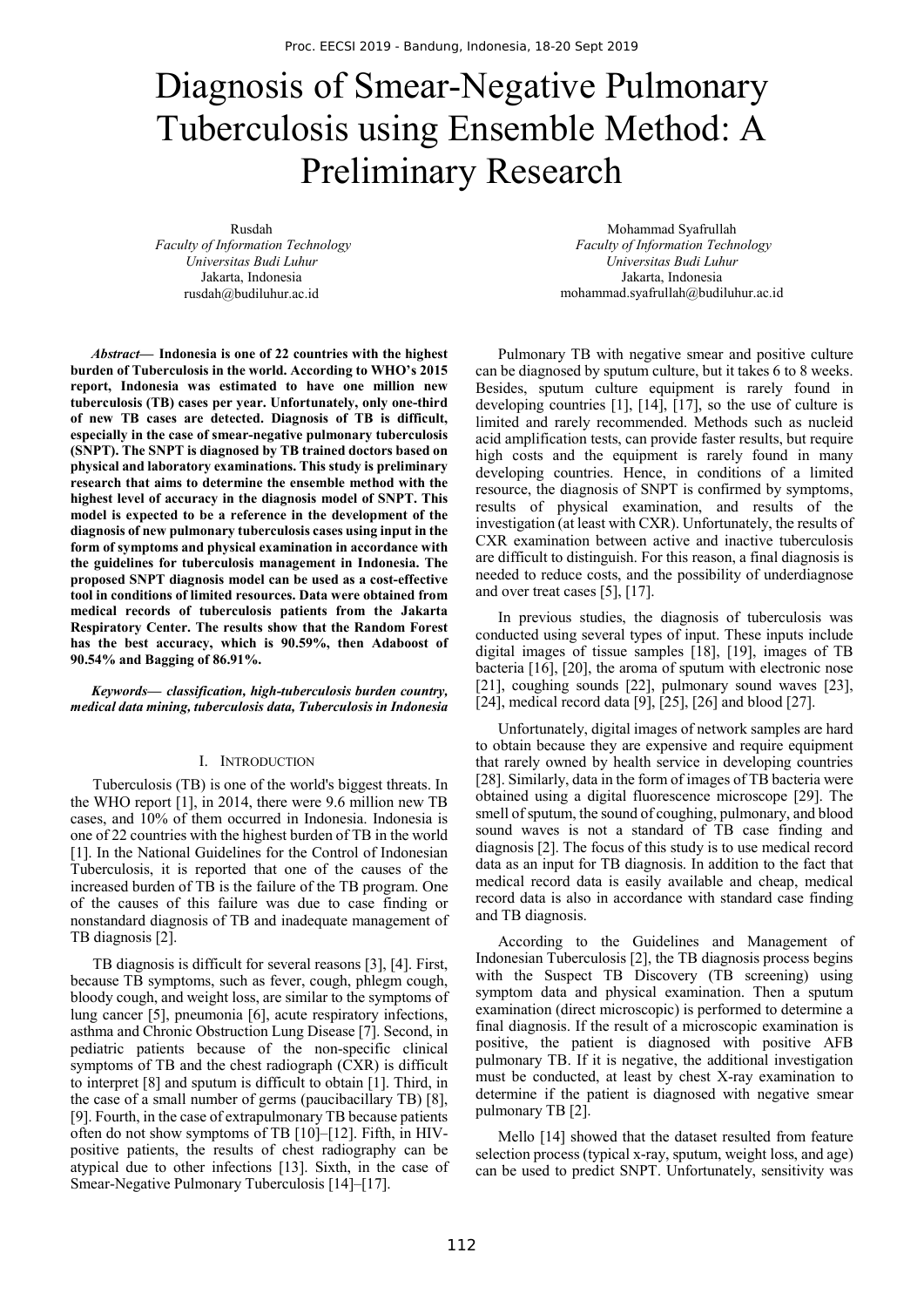# Diagnosis of Smear-Negative Pulmonary Tuberculosis using Ensemble Method: A Preliminary Research

Rusdah
*Faculty of Information Technology*
*Universitas Budi Luhur*
Jakarta, Indonesia
rusdah@budiluhur.ac.id

Mohammad Syafrullah
*Faculty of Information Technology*
*Universitas Budi Luhur*
Jakarta, Indonesia
mohammad.syafrullah@budiluhur.ac.id

***Abstract*— Indonesia is one of 22 countries with the highest burden of Tuberculosis in the world. According to WHO's 2015 report, Indonesia was estimated to have one million new tuberculosis (TB) cases per year. Unfortunately, only one-third of new TB cases are detected. Diagnosis of TB is difficult, especially in the case of smear-negative pulmonary tuberculosis (SNPT). The SNPT is diagnosed by TB trained doctors based on physical and laboratory examinations. This study is preliminary research that aims to determine the ensemble method with the highest level of accuracy in the diagnosis model of SNPT. This model is expected to be a reference in the development of the diagnosis of new pulmonary tuberculosis cases using input in the form of symptoms and physical examination in accordance with the guidelines for tuberculosis management in Indonesia. The proposed SNPT diagnosis model can be used as a cost-effective tool in conditions of limited resources. Data were obtained from medical records of tuberculosis patients from the Jakarta Respiratory Center. The results show that the Random Forest has the best accuracy, which is 90.59%, then Adaboost of 90.54% and Bagging of 86.91%.**

***Keywords*— *classification, high-tuberculosis burden country, medical data mining, tuberculosis data, Tuberculosis in Indonesia***

## I. Introduction

Tuberculosis (TB) is one of the world's biggest threats. In the WHO report [1], in 2014, there were 9.6 million new TB cases, and 10% of them occurred in Indonesia. Indonesia is one of 22 countries with the highest burden of TB in the world [1]. In the National Guidelines for the Control of Indonesian Tuberculosis, it is reported that one of the causes of the increased burden of TB is the failure of the TB program. One of the causes of this failure was due to case finding or nonstandard diagnosis of TB and inadequate management of TB diagnosis [2].

TB diagnosis is difficult for several reasons [3], [4]. First, because TB symptoms, such as fever, cough, phlegm cough, bloody cough, and weight loss, are similar to the symptoms of lung cancer [5], pneumonia [6], acute respiratory infections, asthma and Chronic Obstruction Lung Disease [7]. Second, in pediatric patients because of the non-specific clinical symptoms of TB and the chest radiograph (CXR) is difficult to interpret [8] and sputum is difficult to obtain [1]. Third, in the case of a small number of germs (paucibacillary TB) [8], [9]. Fourth, in the case of extrapulmonary TB because patients often do not show symptoms of TB [10]–[12]. Fifth, in HIV-positive patients, the results of chest radiography can be atypical due to other infections [13]. Sixth, in the case of Smear-Negative Pulmonary Tuberculosis [14]–[17].

Pulmonary TB with negative smear and positive culture can be diagnosed by sputum culture, but it takes 6 to 8 weeks. Besides, sputum culture equipment is rarely found in developing countries [1], [14], [17], so the use of culture is limited and rarely recommended. Methods such as nucleid acid amplification tests, can provide faster results, but require high costs and the equipment is rarely found in many developing countries. Hence, in conditions of a limited resource, the diagnosis of SNPT is confirmed by symptoms, results of physical examination, and results of the investigation (at least with CXR). Unfortunately, the results of CXR examination between active and inactive tuberculosis are difficult to distinguish. For this reason, a final diagnosis is needed to reduce costs, and the possibility of underdiagnose and over treat cases [5], [17].

In previous studies, the diagnosis of tuberculosis was conducted using several types of input. These inputs include digital images of tissue samples [18], [19], images of TB bacteria [16], [20], the aroma of sputum with electronic nose [21], coughing sounds [22], pulmonary sound waves [23], [24], medical record data [9], [25], [26] and blood [27].

Unfortunately, digital images of network samples are hard to obtain because they are expensive and require equipment that rarely owned by health service in developing countries [28]. Similarly, data in the form of images of TB bacteria were obtained using a digital fluorescence microscope [29]. The smell of sputum, the sound of coughing, pulmonary, and blood sound waves is not a standard of TB case finding and diagnosis [2]. The focus of this study is to use medical record data as an input for TB diagnosis. In addition to the fact that medical record data is easily available and cheap, medical record data is also in accordance with standard case finding and TB diagnosis.

According to the Guidelines and Management of Indonesian Tuberculosis [2], the TB diagnosis process begins with the Suspect TB Discovery (TB screening) using symptom data and physical examination. Then a sputum examination (direct microscopic) is performed to determine a final diagnosis. If the result of a microscopic examination is positive, the patient is diagnosed with positive AFB pulmonary TB. If it is negative, the additional investigation must be conducted, at least by chest X-ray examination to determine if the patient is diagnosed with negative smear pulmonary TB [2].

Mello [14] showed that the dataset resulted from feature selection process (typical x-ray, sputum, weight loss, and age) can be used to predict SNPT. Unfortunately, sensitivity was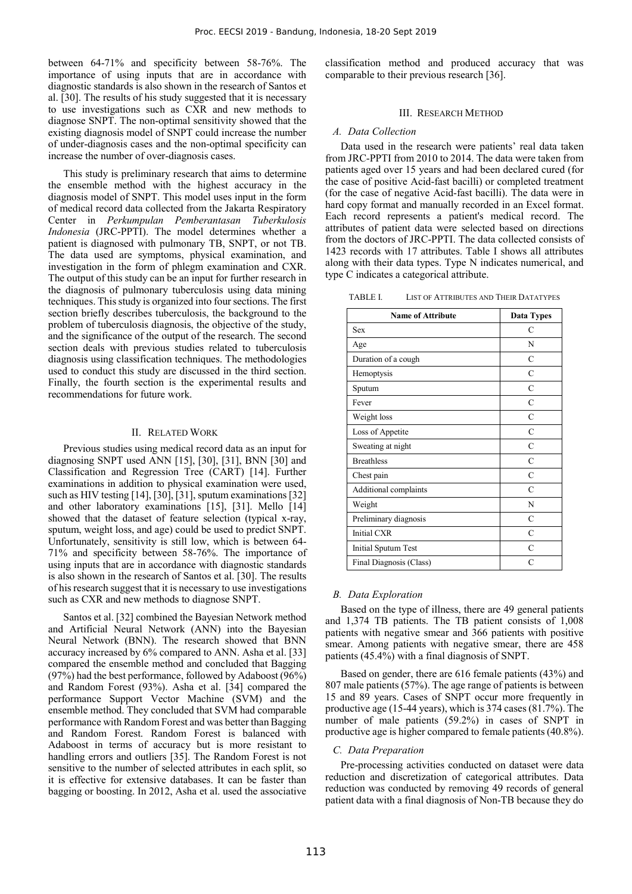between 64-71% and specificity between 58-76%. The importance of using inputs that are in accordance with diagnostic standards is also shown in the research of Santos et al. [30]. The results of his study suggested that it is necessary to use investigations such as CXR and new methods to diagnose SNPT. The non-optimal sensitivity showed that the existing diagnosis model of SNPT could increase the number of under-diagnosis cases and the non-optimal specificity can increase the number of over-diagnosis cases.

This study is preliminary research that aims to determine the ensemble method with the highest accuracy in the diagnosis model of SNPT. This model uses input in the form of medical record data collected from the Jakarta Respiratory Center in *Perkumpulan Pemberantasan Tuberkulosis Indonesia* (JRC-PPTI). The model determines whether a patient is diagnosed with pulmonary TB, SNPT, or not TB. The data used are symptoms, physical examination, and investigation in the form of phlegm examination and CXR. The output of this study can be an input for further research in the diagnosis of pulmonary tuberculosis using data mining techniques. This study is organized into four sections. The first section briefly describes tuberculosis, the background to the problem of tuberculosis diagnosis, the objective of the study, and the significance of the output of the research. The second section deals with previous studies related to tuberculosis diagnosis using classification techniques. The methodologies used to conduct this study are discussed in the third section. Finally, the fourth section is the experimental results and recommendations for future work.

## II. Related Work

Previous studies using medical record data as an input for diagnosing SNPT used ANN [15], [30], [31], BNN [30] and Classification and Regression Tree (CART) [14]. Further examinations in addition to physical examination were used, such as HIV testing [14], [30], [31], sputum examinations [32] and other laboratory examinations [15], [31]. Mello [14] showed that the dataset of feature selection (typical x-ray, sputum, weight loss, and age) could be used to predict SNPT. Unfortunately, sensitivity is still low, which is between 64-71% and specificity between 58-76%. The importance of using inputs that are in accordance with diagnostic standards is also shown in the research of Santos et al. [30]. The results of his research suggest that it is necessary to use investigations such as CXR and new methods to diagnose SNPT.

Santos et al. [32] combined the Bayesian Network method and Artificial Neural Network (ANN) into the Bayesian Neural Network (BNN). The research showed that BNN accuracy increased by 6% compared to ANN. Asha et al. [33] compared the ensemble method and concluded that Bagging (97%) had the best performance, followed by Adaboost (96%) and Random Forest (93%). Asha et al. [34] compared the performance Support Vector Machine (SVM) and the ensemble method. They concluded that SVM had comparable performance with Random Forest and was better than Bagging and Random Forest. Random Forest is balanced with Adaboost in terms of accuracy but is more resistant to handling errors and outliers [35]. The Random Forest is not sensitive to the number of selected attributes in each split, so it is effective for extensive databases. It can be faster than bagging or boosting. In 2012, Asha et al. used the associative classification method and produced accuracy that was comparable to their previous research [36].

## III. Research Method

### A. Data Collection

Data used in the research were patients' real data taken from JRC-PPTI from 2010 to 2014. The data were taken from patients aged over 15 years and had been declared cured (for the case of positive Acid-fast bacilli) or completed treatment (for the case of negative Acid-fast bacilli). The data were in hard copy format and manually recorded in an Excel format. Each record represents a patient's medical record. The attributes of patient data were selected based on directions from the doctors of JRC-PPTI. The data collected consists of 1423 records with 17 attributes. Table I shows all attributes along with their data types. Type N indicates numerical, and type C indicates a categorical attribute.

TABLE I. List of Attributes and Their Datatypes

| Name of Attribute | Data Types |
|---|---|
| Sex | C |
| Age | N |
| Duration of a cough | C |
| Hemoptysis | C |
| Sputum | C |
| Fever | C |
| Weight loss | C |
| Loss of Appetite | C |
| Sweating at night | C |
| Breathless | C |
| Chest pain | C |
| Additional complaints | C |
| Weight | N |
| Preliminary diagnosis | C |
| Initial CXR | C |
| Initial Sputum Test | C |
| Final Diagnosis (Class) | C |

### B. Data Exploration

Based on the type of illness, there are 49 general patients and 1,374 TB patients. The TB patient consists of 1,008 patients with negative smear and 366 patients with positive smear. Among patients with negative smear, there are 458 patients (45.4%) with a final diagnosis of SNPT.

Based on gender, there are 616 female patients (43%) and 807 male patients (57%). The age range of patients is between 15 and 89 years. Cases of SNPT occur more frequently in productive age (15-44 years), which is 374 cases (81.7%). The number of male patients (59.2%) in cases of SNPT in productive age is higher compared to female patients (40.8%).

### C. Data Preparation

Pre-processing activities conducted on dataset were data reduction and discretization of categorical attributes. Data reduction was conducted by removing 49 records of general patient data with a final diagnosis of Non-TB because they do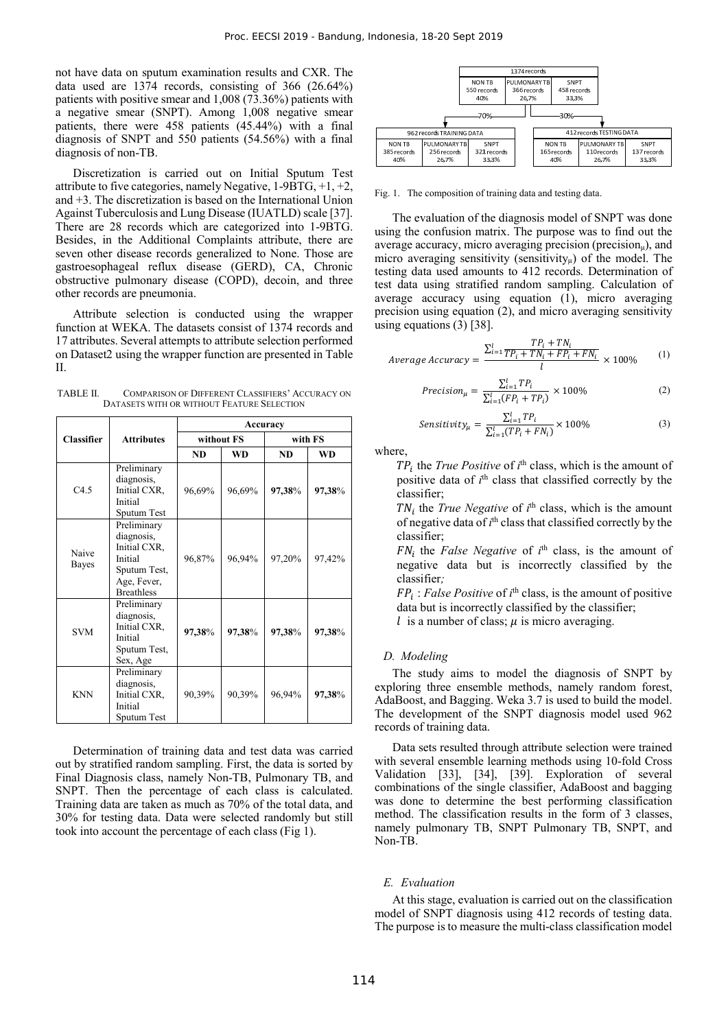not have data on sputum examination results and CXR. The data used are 1374 records, consisting of 366 (26.64%) patients with positive smear and 1,008 (73.36%) patients with a negative smear (SNPT). Among 1,008 negative smear patients, there were 458 patients (45.44%) with a final diagnosis of SNPT and 550 patients (54.56%) with a final diagnosis of non-TB.

Discretization is carried out on Initial Sputum Test attribute to five categories, namely Negative, 1-9BTG, +1, +2, and +3. The discretization is based on the International Union Against Tuberculosis and Lung Disease (IUATLD) scale [37]. There are 28 records which are categorized into 1-9BTG. Besides, in the Additional Complaints attribute, there are seven other disease records generalized to None. Those are gastroesophageal reflux disease (GERD), CA, Chronic obstructive pulmonary disease (COPD), decoin, and three other records are pneumonia.

Attribute selection is conducted using the wrapper function at WEKA. The datasets consist of 1374 records and 17 attributes. Several attempts to attribute selection performed on Dataset2 using the wrapper function are presented in Table II.

TABLE II. COMPARISON OF DIFFERENT CLASSIFIERS' ACCURACY ON DATASETS WITH OR WITHOUT FEATURE SELECTION

| Classifier | Attributes | Accuracy | | | |
|---|---|---|---|---|---|
| | | without FS | | with FS | |
| | | ND | WD | ND | WD |
| C4.5 | Preliminary diagnosis, Initial CXR, Initial Sputum Test | 96,69% | 96,69% | **97,38%** | **97,38%** |
| Naive Bayes | Preliminary diagnosis, Initial CXR, Initial Sputum Test, Age, Fever, Breathless | 96,87% | 96,94% | 97,20% | 97,42% |
| SVM | Preliminary diagnosis, Initial CXR, Initial Sputum Test, Sex, Age | **97,38%** | **97,38%** | **97,38%** | **97,38%** |
| KNN | Preliminary diagnosis, Initial CXR, Initial Sputum Test | 90,39% | 90,39% | 96,94% | **97,38%** |

Determination of training data and test data was carried out by stratified random sampling. First, the data is sorted by Final Diagnosis class, namely Non-TB, Pulmonary TB, and SNPT. Then the percentage of each class is calculated. Training data are taken as much as 70% of the total data, and 30% for testing data. Data were selected randomly but still took into account the percentage of each class (Fig 1).

| 1374 records | | |
|---|---|---|
| NON TB 550 records 40% | PULMONARY TB 366 records 26,7% | SNPT 458 records 33,3% |

70% → 962 records TRAINING DATA; 30% → 412 records TESTING DATA

| 962 records TRAINING DATA | | | 412 records TESTING DATA | | |
|---|---|---|---|---|---|
| NON TB 385 records 40% | PULMONARY TB 256 records 26,7% | SNPT 321 records 33,3% | NON TB 165 records 40% | PULMONARY TB 110 records 26,7% | SNPT 137 records 33,3% |

Fig. 1. The composition of training data and testing data.

The evaluation of the diagnosis model of SNPT was done using the confusion matrix. The purpose was to find out the average accuracy, micro averaging precision (precision$_\mu$), and micro averaging sensitivity (sensitivity$_\mu$) of the model. The testing data used amounts to 412 records. Determination of test data using stratified random sampling. Calculation of average accuracy using equation (1), micro averaging precision using equation (2), and micro averaging sensitivity using equations (3) [38].

$$Average\ Accuracy = \frac{\sum_{i=1}^{l} \frac{TP_i + TN_i}{TP_i + TN_i + FP_i + FN_i}}{l} \times 100\% \quad (1)$$

$$Precision_\mu = \frac{\sum_{i=1}^{l} TP_i}{\sum_{i=1}^{l}(FP_i + TP_i)} \times 100\% \quad (2)$$

$$Sensitivity_\mu = \frac{\sum_{i=1}^{l} TP_i}{\sum_{i=1}^{l}(TP_i + FN_i)} \times 100\% \quad (3)$$

where,

$TP_i$ the *True Positive* of $i^{th}$ class, which is the amount of positive data of $i^{th}$ class that classified correctly by the classifier;

$TN_i$ the *True Negative* of $i^{th}$ class, which is the amount of negative data of $i^{th}$ class that classified correctly by the classifier;

$FN_i$ the *False Negative* of $i^{th}$ class, is the amount of negative data but is incorrectly classified by the classifier;

$FP_i$ : *False Positive* of $i^{th}$ class, is the amount of positive data but is incorrectly classified by the classifier;

$l$ is a number of class; $\mu$ is micro averaging.

### *D. Modeling*

The study aims to model the diagnosis of SNPT by exploring three ensemble methods, namely random forest, AdaBoost, and Bagging. Weka 3.7 is used to build the model. The development of the SNPT diagnosis model used 962 records of training data.

Data sets resulted through attribute selection were trained with several ensemble learning methods using 10-fold Cross Validation [33], [34], [39]. Exploration of several combinations of the single classifier, AdaBoost and bagging was done to determine the best performing classification method. The classification results in the form of 3 classes, namely pulmonary TB, SNPT Pulmonary TB, SNPT, and Non-TB.

### *E. Evaluation*

At this stage, evaluation is carried out on the classification model of SNPT diagnosis using 412 records of testing data. The purpose is to measure the multi-class classification model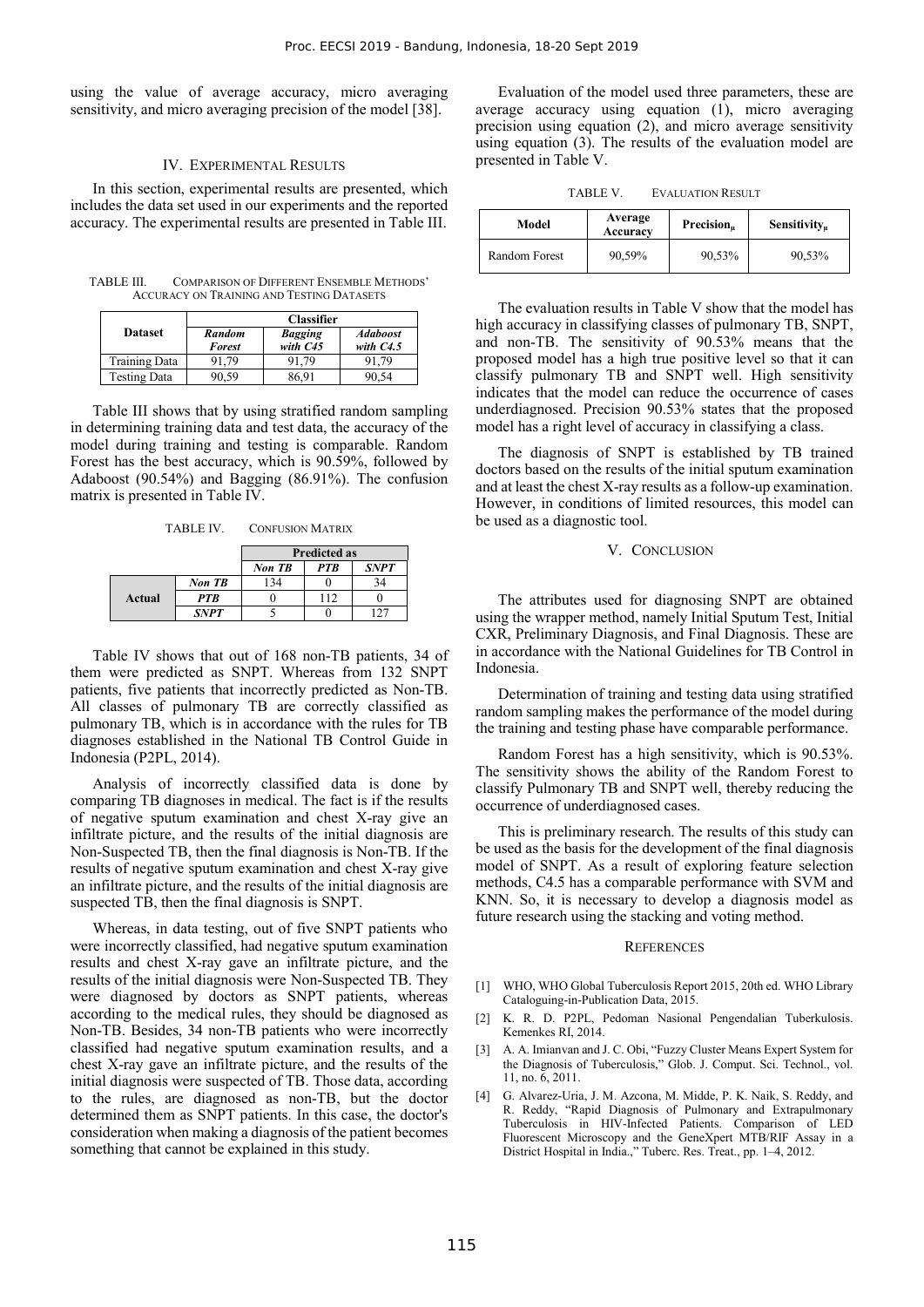using the value of average accuracy, micro averaging sensitivity, and micro averaging precision of the model [38].

## IV. Experimental Results

In this section, experimental results are presented, which includes the data set used in our experiments and the reported accuracy. The experimental results are presented in Table III.

TABLE III. Comparison of Different Ensemble Methods' Accuracy on Training and Testing Datasets

| Dataset | Classifier | | |
|---|---|---|---|
| | *Random Forest* | *Bagging with C45* | *Adaboost with C4.5* |
| Training Data | 91,79 | 91,79 | 91,79 |
| Testing Data | 90,59 | 86,91 | 90,54 |

Table III shows that by using stratified random sampling in determining training data and test data, the accuracy of the model during training and testing is comparable. Random Forest has the best accuracy, which is 90.59%, followed by Adaboost (90.54%) and Bagging (86.91%). The confusion matrix is presented in Table IV.

TABLE IV. Confusion Matrix

| | | Predicted as | | |
|---|---|---|---|---|
| | | *Non TB* | *PTB* | *SNPT* |
| Actual | *Non TB* | 134 | 0 | 34 |
| | *PTB* | 0 | 112 | 0 |
| | *SNPT* | 5 | 0 | 127 |

Table IV shows that out of 168 non-TB patients, 34 of them were predicted as SNPT. Whereas from 132 SNPT patients, five patients that incorrectly predicted as Non-TB. All classes of pulmonary TB are correctly classified as pulmonary TB, which is in accordance with the rules for TB diagnoses established in the National TB Control Guide in Indonesia (P2PL, 2014).

Analysis of incorrectly classified data is done by comparing TB diagnoses in medical. The fact is if the results of negative sputum examination and chest X-ray give an infiltrate picture, and the results of the initial diagnosis are Non-Suspected TB, then the final diagnosis is Non-TB. If the results of negative sputum examination and chest X-ray give an infiltrate picture, and the results of the initial diagnosis are suspected TB, then the final diagnosis is SNPT.

Whereas, in data testing, out of five SNPT patients who were incorrectly classified, had negative sputum examination results and chest X-ray gave an infiltrate picture, and the results of the initial diagnosis were Non-Suspected TB. They were diagnosed by doctors as SNPT patients, whereas according to the medical rules, they should be diagnosed as Non-TB. Besides, 34 non-TB patients who were incorrectly classified had negative sputum examination results, and a chest X-ray gave an infiltrate picture, and the results of the initial diagnosis were suspected of TB. Those data, according to the rules, are diagnosed as non-TB, but the doctor determined them as SNPT patients. In this case, the doctor's consideration when making a diagnosis of the patient becomes something that cannot be explained in this study.

Evaluation of the model used three parameters, these are average accuracy using equation (1), micro averaging precision using equation (2), and micro average sensitivity using equation (3). The results of the evaluation model are presented in Table V.

TABLE V. Evaluation Result

| Model | Average Accuracy | $Precision_{\mu}$ | $Sensitivity_{\mu}$ |
|---|---|---|---|
| Random Forest | 90,59% | 90,53% | 90,53% |

The evaluation results in Table V show that the model has high accuracy in classifying classes of pulmonary TB, SNPT, and non-TB. The sensitivity of 90.53% means that the proposed model has a high true positive level so that it can classify pulmonary TB and SNPT well. High sensitivity indicates that the model can reduce the occurrence of cases underdiagnosed. Precision 90.53% states that the proposed model has a right level of accuracy in classifying a class.

The diagnosis of SNPT is established by TB trained doctors based on the results of the initial sputum examination and at least the chest X-ray results as a follow-up examination. However, in conditions of limited resources, this model can be used as a diagnostic tool.

## V. Conclusion

The attributes used for diagnosing SNPT are obtained using the wrapper method, namely Initial Sputum Test, Initial CXR, Preliminary Diagnosis, and Final Diagnosis. These are in accordance with the National Guidelines for TB Control in Indonesia.

Determination of training and testing data using stratified random sampling makes the performance of the model during the training and testing phase have comparable performance.

Random Forest has a high sensitivity, which is 90.53%. The sensitivity shows the ability of the Random Forest to classify Pulmonary TB and SNPT well, thereby reducing the occurrence of underdiagnosed cases.

This is preliminary research. The results of this study can be used as the basis for the development of the final diagnosis model of SNPT. As a result of exploring feature selection methods, C4.5 has a comparable performance with SVM and KNN. So, it is necessary to develop a diagnosis model as future research using the stacking and voting method.

## References

[1] WHO, WHO Global Tuberculosis Report 2015, 20th ed. WHO Library Cataloguing-in-Publication Data, 2015.

[2] K. R. D. P2PL, Pedoman Nasional Pengendalian Tuberkulosis. Kemenkes RI, 2014.

[3] A. A. Imianvan and J. C. Obi, "Fuzzy Cluster Means Expert System for the Diagnosis of Tuberculosis," Glob. J. Comput. Sci. Technol., vol. 11, no. 6, 2011.

[4] G. Alvarez-Uria, J. M. Azcona, M. Midde, P. K. Naik, S. Reddy, and R. Reddy, "Rapid Diagnosis of Pulmonary and Extrapulmonary Tuberculosis in HIV-Infected Patients. Comparison of LED Fluorescent Microscopy and the GeneXpert MTB/RIF Assay in a District Hospital in India.," Tuberc. Res. Treat., pp. 1–4, 2012.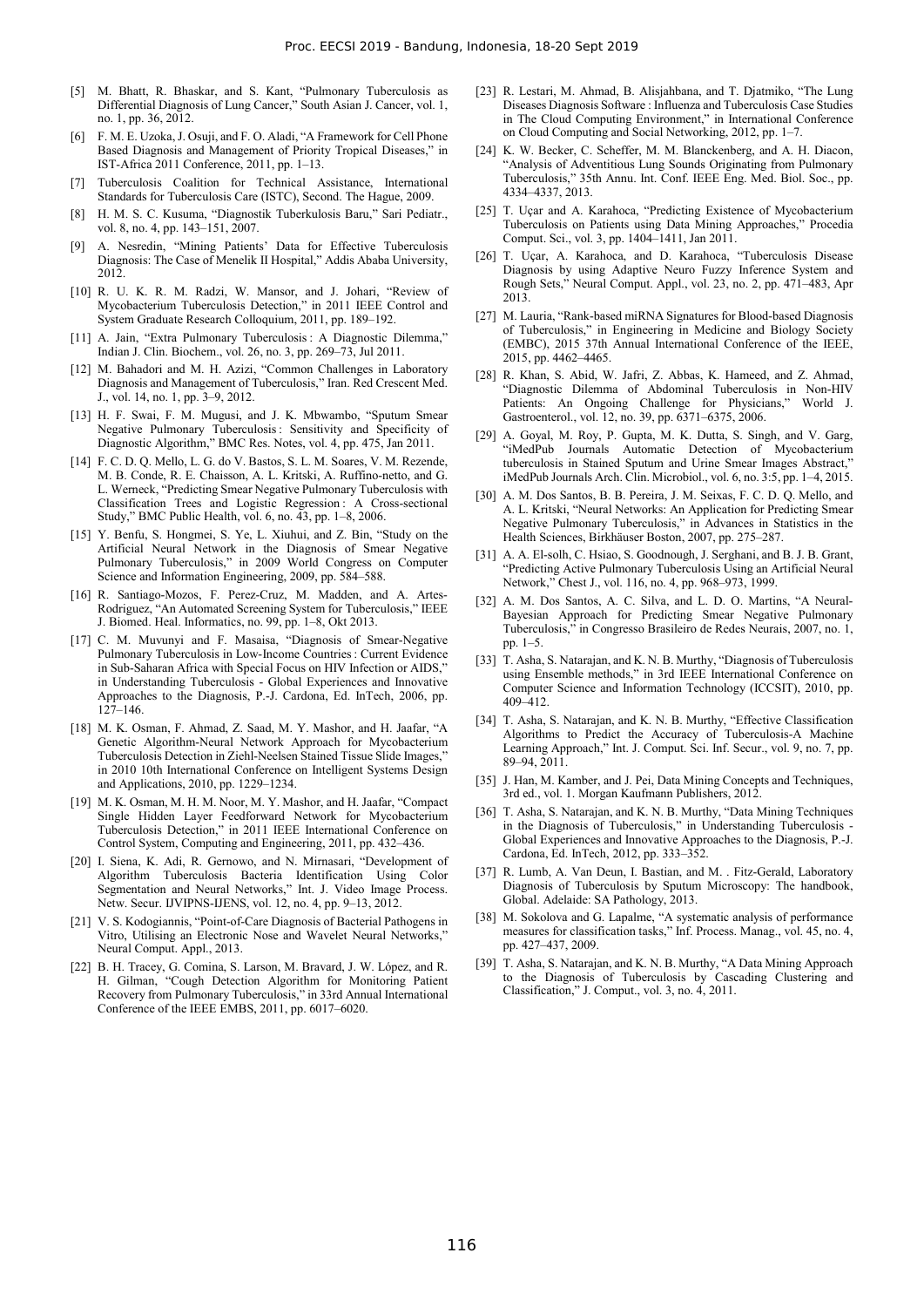[5] M. Bhatt, R. Bhaskar, and S. Kant, "Pulmonary Tuberculosis as Differential Diagnosis of Lung Cancer," South Asian J. Cancer, vol. 1, no. 1, pp. 36, 2012.

[6] F. M. E. Uzoka, J. Osuji, and F. O. Aladi, "A Framework for Cell Phone Based Diagnosis and Management of Priority Tropical Diseases," in IST-Africa 2011 Conference, 2011, pp. 1–13.

[7] Tuberculosis Coalition for Technical Assistance, International Standards for Tuberculosis Care (ISTC), Second. The Hague, 2009.

[8] H. M. S. C. Kusuma, "Diagnostik Tuberkulosis Baru," Sari Pediatr., vol. 8, no. 4, pp. 143–151, 2007.

[9] A. Nesredin, "Mining Patients' Data for Effective Tuberculosis Diagnosis: The Case of Menelik II Hospital," Addis Ababa University, 2012.

[10] R. U. K. R. M. Radzi, W. Mansor, and J. Johari, "Review of Mycobacterium Tuberculosis Detection," in 2011 IEEE Control and System Graduate Research Colloquium, 2011, pp. 189–192.

[11] A. Jain, "Extra Pulmonary Tuberculosis : A Diagnostic Dilemma," Indian J. Clin. Biochem., vol. 26, no. 3, pp. 269–73, Jul 2011.

[12] M. Bahadori and M. H. Azizi, "Common Challenges in Laboratory Diagnosis and Management of Tuberculosis," Iran. Red Crescent Med. J., vol. 14, no. 1, pp. 3–9, 2012.

[13] H. F. Swai, F. M. Mugusi, and J. K. Mbwambo, "Sputum Smear Negative Pulmonary Tuberculosis : Sensitivity and Specificity of Diagnostic Algorithm," BMC Res. Notes, vol. 4, pp. 475, Jan 2011.

[14] F. C. D. Q. Mello, L. G. do V. Bastos, S. L. M. Soares, V. M. Rezende, M. B. Conde, R. E. Chaisson, A. L. Kritski, A. Ruffino-netto, and G. L. Werneck, "Predicting Smear Negative Pulmonary Tuberculosis with Classification Trees and Logistic Regression : A Cross-sectional Study," BMC Public Health, vol. 6, no. 43, pp. 1–8, 2006.

[15] Y. Benfu, S. Hongmei, S. Ye, L. Xiuhui, and Z. Bin, "Study on the Artificial Neural Network in the Diagnosis of Smear Negative Pulmonary Tuberculosis," in 2009 World Congress on Computer Science and Information Engineering, 2009, pp. 584–588.

[16] R. Santiago-Mozos, F. Perez-Cruz, M. Madden, and A. Artes-Rodriguez, "An Automated Screening System for Tuberculosis," IEEE J. Biomed. Heal. Informatics, no. 99, pp. 1–8, Okt 2013.

[17] C. M. Muvunyi and F. Masaisa, "Diagnosis of Smear-Negative Pulmonary Tuberculosis in Low-Income Countries : Current Evidence in Sub-Saharan Africa with Special Focus on HIV Infection or AIDS," in Understanding Tuberculosis - Global Experiences and Innovative Approaches to the Diagnosis, P.-J. Cardona, Ed. InTech, 2006, pp. 127–146.

[18] M. K. Osman, F. Ahmad, Z. Saad, M. Y. Mashor, and H. Jaafar, "A Genetic Algorithm-Neural Network Approach for Mycobacterium Tuberculosis Detection in Ziehl-Neelsen Stained Tissue Slide Images," in 2010 10th International Conference on Intelligent Systems Design and Applications, 2010, pp. 1229–1234.

[19] M. K. Osman, M. H. M. Noor, M. Y. Mashor, and H. Jaafar, "Compact Single Hidden Layer Feedforward Network for Mycobacterium Tuberculosis Detection," in 2011 IEEE International Conference on Control System, Computing and Engineering, 2011, pp. 432–436.

[20] I. Siena, K. Adi, R. Gernowo, and N. Mirnasari, "Development of Algorithm Tuberculosis Bacteria Identification Using Color Segmentation and Neural Networks," Int. J. Video Image Process. Netw. Secur. IJVIPNS-IJENS, vol. 12, no. 4, pp. 9–13, 2012.

[21] V. S. Kodogiannis, "Point-of-Care Diagnosis of Bacterial Pathogens in Vitro, Utilising an Electronic Nose and Wavelet Neural Networks," Neural Comput. Appl., 2013.

[22] B. H. Tracey, G. Comina, S. Larson, M. Bravard, J. W. López, and R. H. Gilman, "Cough Detection Algorithm for Monitoring Patient Recovery from Pulmonary Tuberculosis," in 33rd Annual International Conference of the IEEE EMBS, 2011, pp. 6017–6020.

[23] R. Lestari, M. Ahmad, B. Alisjahbana, and T. Djatmiko, "The Lung Diseases Diagnosis Software : Influenza and Tuberculosis Case Studies in The Cloud Computing Environment," in International Conference on Cloud Computing and Social Networking, 2012, pp. 1–7.

[24] K. W. Becker, C. Scheffer, M. M. Blanckenberg, and A. H. Diacon, "Analysis of Adventitious Lung Sounds Originating from Pulmonary Tuberculosis," 35th Annu. Int. Conf. IEEE Eng. Med. Biol. Soc., pp. 4334–4337, 2013.

[25] T. Uçar and A. Karahoca, "Predicting Existence of Mycobacterium Tuberculosis on Patients using Data Mining Approaches," Procedia Comput. Sci., vol. 3, pp. 1404–1411, Jan 2011.

[26] T. Uçar, A. Karahoca, and D. Karahoca, "Tuberculosis Disease Diagnosis by using Adaptive Neuro Fuzzy Inference System and Rough Sets," Neural Comput. Appl., vol. 23, no. 2, pp. 471–483, Apr 2013.

[27] M. Lauria, "Rank-based miRNA Signatures for Blood-based Diagnosis of Tuberculosis," in Engineering in Medicine and Biology Society (EMBC), 2015 37th Annual International Conference of the IEEE, 2015, pp. 4462–4465.

[28] R. Khan, S. Abid, W. Jafri, Z. Abbas, K. Hameed, and Z. Ahmad, "Diagnostic Dilemma of Abdominal Tuberculosis in Non-HIV Patients: An Ongoing Challenge for Physicians," World J. Gastroenterol., vol. 12, no. 39, pp. 6371–6375, 2006.

[29] A. Goyal, M. Roy, P. Gupta, M. K. Dutta, S. Singh, and V. Garg, "iMedPub Journals Automatic Detection of Mycobacterium tuberculosis in Stained Sputum and Urine Smear Images Abstract," iMedPub Journals Arch. Clin. Microbiol., vol. 6, no. 3:5, pp. 1–4, 2015.

[30] A. M. Dos Santos, B. B. Pereira, J. M. Seixas, F. C. D. Q. Mello, and A. L. Kritski, "Neural Networks: An Application for Predicting Smear Negative Pulmonary Tuberculosis," in Advances in Statistics in the Health Sciences, Birkhäuser Boston, 2007, pp. 275–287.

[31] A. A. El-solh, C. Hsiao, S. Goodnough, J. Serghani, and B. J. B. Grant, "Predicting Active Pulmonary Tuberculosis Using an Artificial Neural Network," Chest J., vol. 116, no. 4, pp. 968–973, 1999.

[32] A. M. Dos Santos, A. C. Silva, and L. D. O. Martins, "A Neural-Bayesian Approach for Predicting Smear Negative Pulmonary Tuberculosis," in Congresso Brasileiro de Redes Neurais, 2007, no. 1, pp. 1–5.

[33] T. Asha, S. Natarajan, and K. N. B. Murthy, "Diagnosis of Tuberculosis using Ensemble methods," in 3rd IEEE International Conference on Computer Science and Information Technology (ICCSIT), 2010, pp. 409–412.

[34] T. Asha, S. Natarajan, and K. N. B. Murthy, "Effective Classification Algorithms to Predict the Accuracy of Tuberculosis-A Machine Learning Approach," Int. J. Comput. Sci. Inf. Secur., vol. 9, no. 7, pp. 89–94, 2011.

[35] J. Han, M. Kamber, and J. Pei, Data Mining Concepts and Techniques, 3rd ed., vol. 1. Morgan Kaufmann Publishers, 2012.

[36] T. Asha, S. Natarajan, and K. N. B. Murthy, "Data Mining Techniques in the Diagnosis of Tuberculosis," in Understanding Tuberculosis - Global Experiences and Innovative Approaches to the Diagnosis, P.-J. Cardona, Ed. InTech, 2012, pp. 333–352.

[37] R. Lumb, A. Van Deun, I. Bastian, and M. . Fitz-Gerald, Laboratory Diagnosis of Tuberculosis by Sputum Microscopy: The handbook, Global. Adelaide: SA Pathology, 2013.

[38] M. Sokolova and G. Lapalme, "A systematic analysis of performance measures for classification tasks," Inf. Process. Manag., vol. 45, no. 4, pp. 427–437, 2009.

[39] T. Asha, S. Natarajan, and K. N. B. Murthy, "A Data Mining Approach to the Diagnosis of Tuberculosis by Cascading Clustering and Classification," J. Comput., vol. 3, no. 4, 2011.